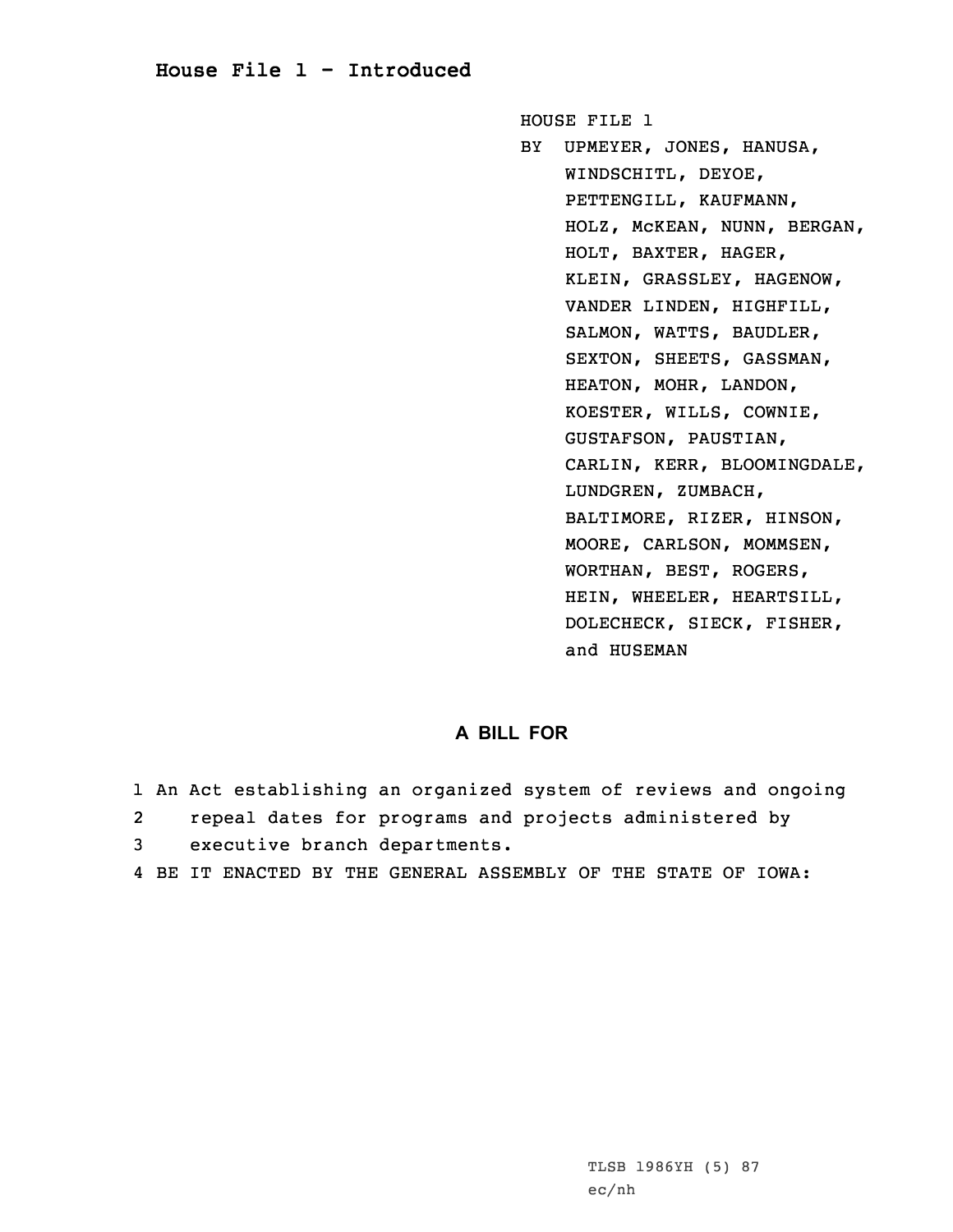# House File 1 - Introduced

HOUSE FILE 1

BY UPMEYER, JONES, HANUSA, WINDSCHITL, DEYOE, PETTENGILL, KAUFMANN, HOLZ, McKEAN, NUNN, BERGAN, HOLT, BAXTER, HAGER, KLEIN, GRASSLEY, HAGENOW, VANDER LINDEN, HIGHFILL, SALMON, WATTS, BAUDLER, SEXTON, SHEETS, GASSMAN, HEATON, MOHR, LANDON, KOESTER, WILLS, COWNIE, GUSTAFSON, PAUSTIAN, CARLIN, KERR, BLOOMINGDALE, LUNDGREN, ZUMBACH, BALTIMORE, RIZER, HINSON, MOORE, CARLSON, MOMMSEN, WORTHAN, BEST, ROGERS, HEIN, WHEELER, HEARTSILL, DOLECHECK, SIECK, FISHER, and HUSEMAN

## A BILL FOR

1 An Act establishing an organized system of reviews and ongoing
2 repeal dates for programs and projects administered by
3 executive branch departments.
4 BE IT ENACTED BY THE GENERAL ASSEMBLY OF THE STATE OF IOWA:

TLSB 1986YH (5) 87
ec/nh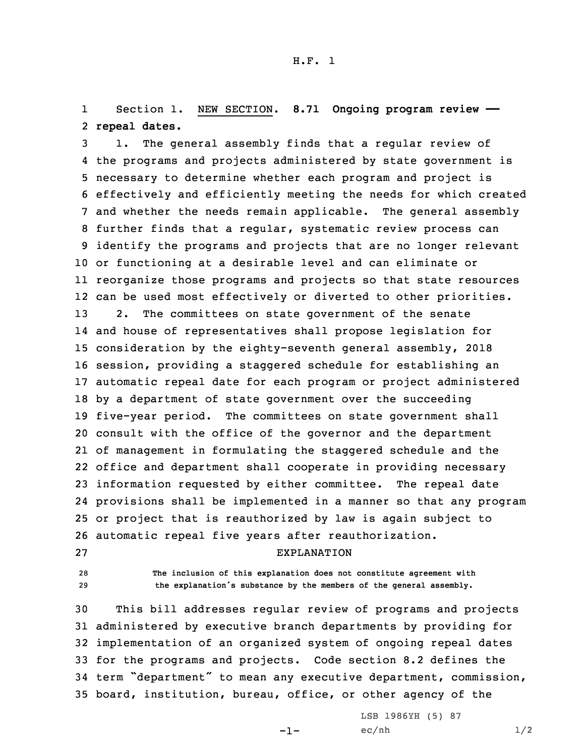Section 1. NEW SECTION. **8.71 Ongoing program review —— repeal dates.**

1. The general assembly finds that a regular review of the programs and projects administered by state government is necessary to determine whether each program and project is effectively and efficiently meeting the needs for which created and whether the needs remain applicable. The general assembly further finds that a regular, systematic review process can identify the programs and projects that are no longer relevant or functioning at a desirable level and can eliminate or reorganize those programs and projects so that state resources can be used most effectively or diverted to other priorities.

2. The committees on state government of the senate and house of representatives shall propose legislation for consideration by the eighty-seventh general assembly, 2018 session, providing a staggered schedule for establishing an automatic repeal date for each program or project administered by a department of state government over the succeeding five-year period. The committees on state government shall consult with the office of the governor and the department of management in formulating the staggered schedule and the office and department shall cooperate in providing necessary information requested by either committee. The repeal date provisions shall be implemented in a manner so that any program or project that is reauthorized by law is again subject to automatic repeal five years after reauthorization.

EXPLANATION

The inclusion of this explanation does not constitute agreement with the explanation's substance by the members of the general assembly.

This bill addresses regular review of programs and projects administered by executive branch departments by providing for implementation of an organized system of ongoing repeal dates for the programs and projects. Code section 8.2 defines the term "department" to mean any executive department, commission, board, institution, bureau, office, or other agency of the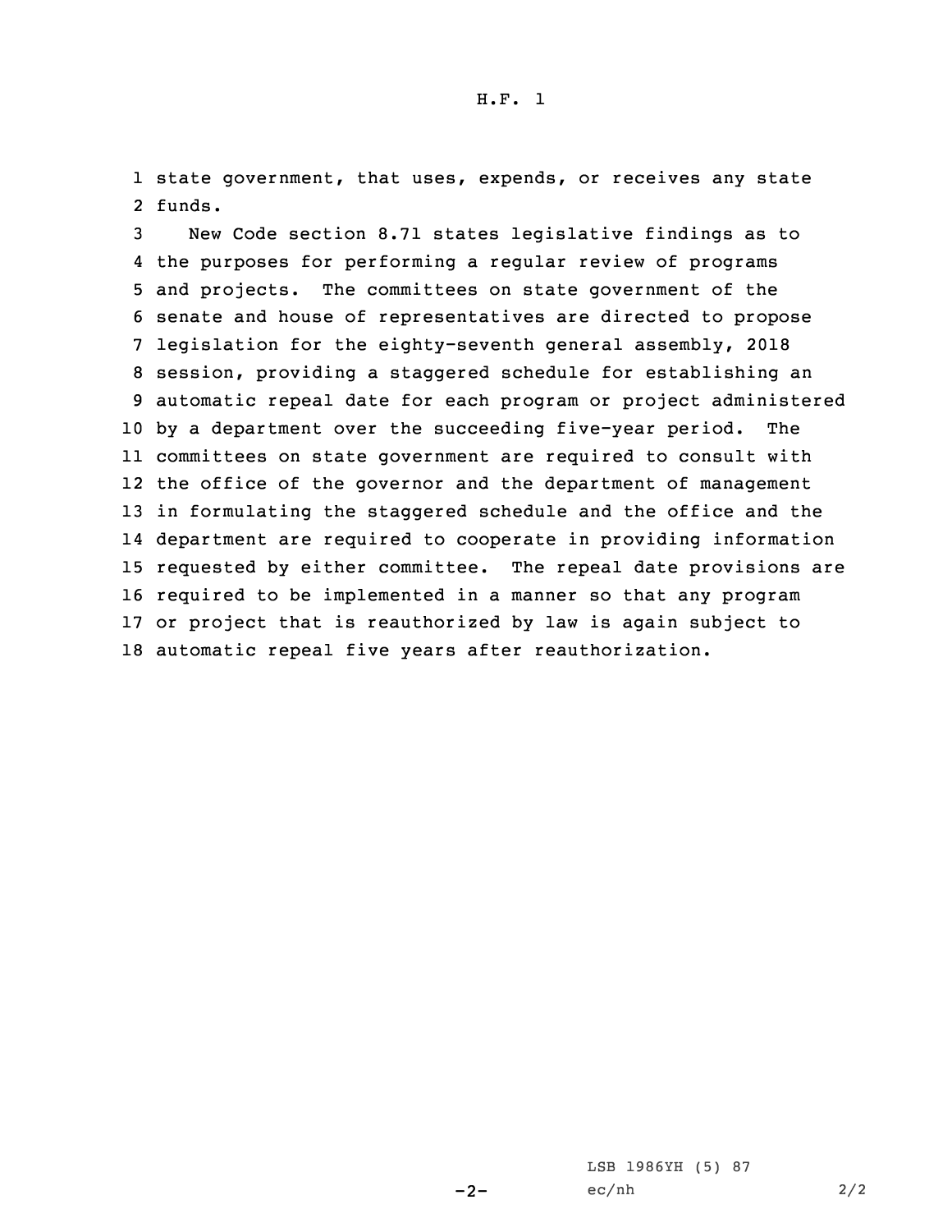state government, that uses, expends, or receives any state funds.

New Code section 8.71 states legislative findings as to the purposes for performing a regular review of programs and projects. The committees on state government of the senate and house of representatives are directed to propose legislation for the eighty-seventh general assembly, 2018 session, providing a staggered schedule for establishing an automatic repeal date for each program or project administered by a department over the succeeding five-year period. The committees on state government are required to consult with the office of the governor and the department of management in formulating the staggered schedule and the office and the department are required to cooperate in providing information requested by either committee. The repeal date provisions are required to be implemented in a manner so that any program or project that is reauthorized by law is again subject to automatic repeal five years after reauthorization.

LSB 1986YH (5) 87
ec/nh